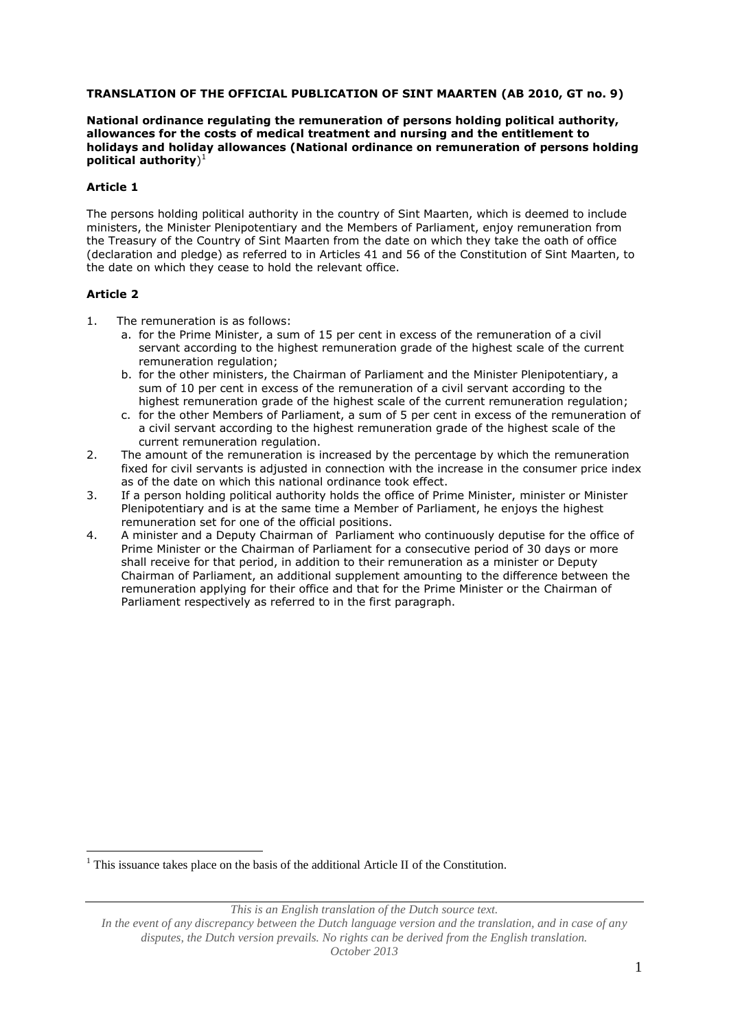**TRANSLATION OF THE OFFICIAL PUBLICATION OF SINT MAARTEN (AB 2010, GT no. 9)**

**National ordinance regulating the remuneration of persons holding political authority, allowances for the costs of medical treatment and nursing and the entitlement to holidays and holiday allowances (National ordinance on remuneration of persons holding political authority**)[1]

### Article 1

The persons holding political authority in the country of Sint Maarten, which is deemed to include ministers, the Minister Plenipotentiary and the Members of Parliament, enjoy remuneration from the Treasury of the Country of Sint Maarten from the date on which they take the oath of office (declaration and pledge) as referred to in Articles 41 and 56 of the Constitution of Sint Maarten, to the date on which they cease to hold the relevant office.

### Article 2

1. The remuneration is as follows:
   a. for the Prime Minister, a sum of 15 per cent in excess of the remuneration of a civil servant according to the highest remuneration grade of the highest scale of the current remuneration regulation;
   b. for the other ministers, the Chairman of Parliament and the Minister Plenipotentiary, a sum of 10 per cent in excess of the remuneration of a civil servant according to the highest remuneration grade of the highest scale of the current remuneration regulation;
   c. for the other Members of Parliament, a sum of 5 per cent in excess of the remuneration of a civil servant according to the highest remuneration grade of the highest scale of the current remuneration regulation.
2. The amount of the remuneration is increased by the percentage by which the remuneration fixed for civil servants is adjusted in connection with the increase in the consumer price index as of the date on which this national ordinance took effect.
3. If a person holding political authority holds the office of Prime Minister, minister or Minister Plenipotentiary and is at the same time a Member of Parliament, he enjoys the highest remuneration set for one of the official positions.
4. A minister and a Deputy Chairman of Parliament who continuously deputise for the office of Prime Minister or the Chairman of Parliament for a consecutive period of 30 days or more shall receive for that period, in addition to their remuneration as a minister or Deputy Chairman of Parliament, an additional supplement amounting to the difference between the remuneration applying for their office and that for the Prime Minister or the Chairman of Parliament respectively as referred to in the first paragraph.

---

[1] This issuance takes place on the basis of the additional Article II of the Constitution.

*This is an English translation of the Dutch source text.*
*In the event of any discrepancy between the Dutch language version and the translation, and in case of any disputes, the Dutch version prevails. No rights can be derived from the English translation.*
*October 2013*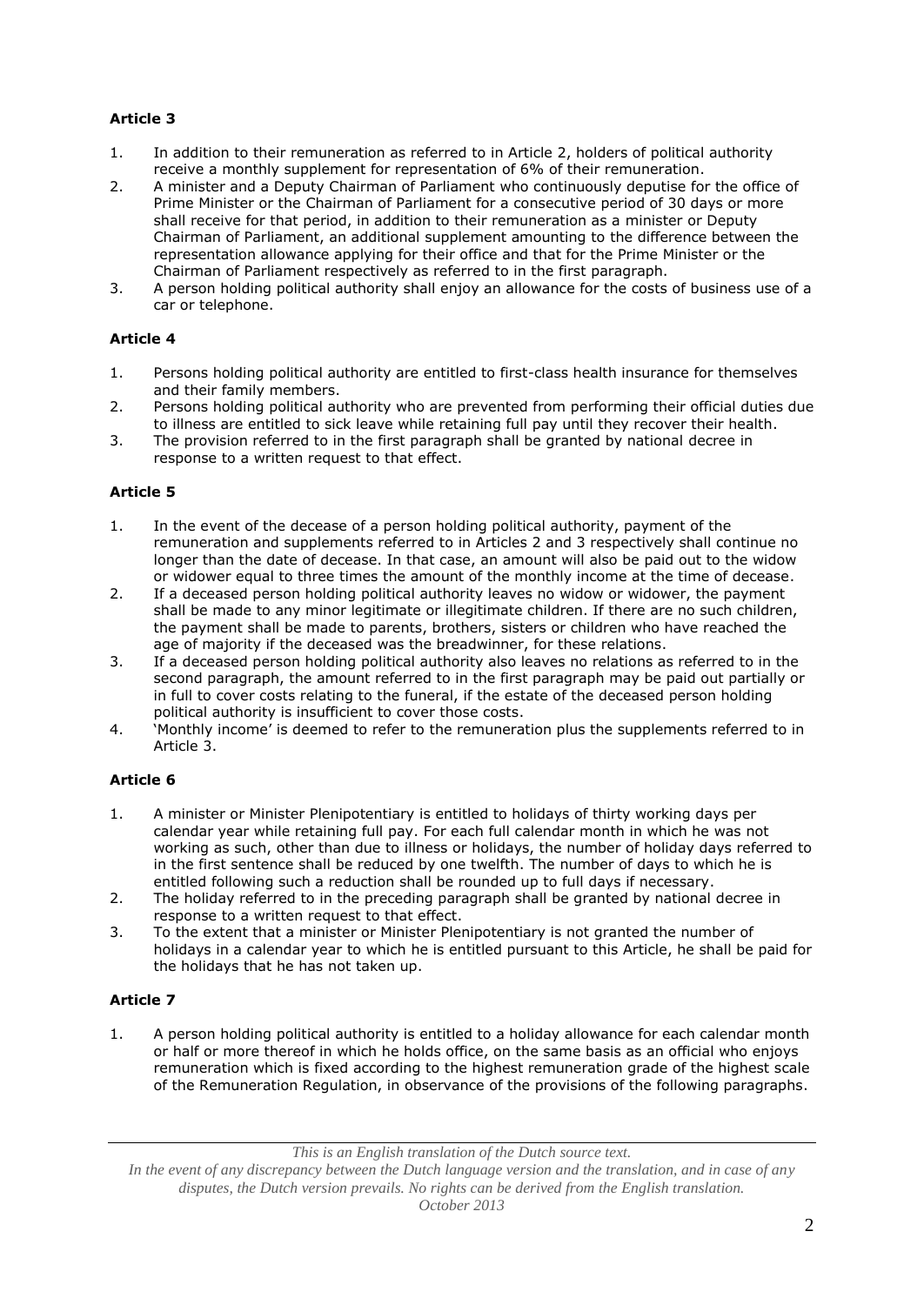**Article 3**

1. In addition to their remuneration as referred to in Article 2, holders of political authority receive a monthly supplement for representation of 6% of their remuneration.
2. A minister and a Deputy Chairman of Parliament who continuously deputise for the office of Prime Minister or the Chairman of Parliament for a consecutive period of 30 days or more shall receive for that period, in addition to their remuneration as a minister or Deputy Chairman of Parliament, an additional supplement amounting to the difference between the representation allowance applying for their office and that for the Prime Minister or the Chairman of Parliament respectively as referred to in the first paragraph.
3. A person holding political authority shall enjoy an allowance for the costs of business use of a car or telephone.

**Article 4**

1. Persons holding political authority are entitled to first-class health insurance for themselves and their family members.
2. Persons holding political authority who are prevented from performing their official duties due to illness are entitled to sick leave while retaining full pay until they recover their health.
3. The provision referred to in the first paragraph shall be granted by national decree in response to a written request to that effect.

**Article 5**

1. In the event of the decease of a person holding political authority, payment of the remuneration and supplements referred to in Articles 2 and 3 respectively shall continue no longer than the date of decease. In that case, an amount will also be paid out to the widow or widower equal to three times the amount of the monthly income at the time of decease.
2. If a deceased person holding political authority leaves no widow or widower, the payment shall be made to any minor legitimate or illegitimate children. If there are no such children, the payment shall be made to parents, brothers, sisters or children who have reached the age of majority if the deceased was the breadwinner, for these relations.
3. If a deceased person holding political authority also leaves no relations as referred to in the second paragraph, the amount referred to in the first paragraph may be paid out partially or in full to cover costs relating to the funeral, if the estate of the deceased person holding political authority is insufficient to cover those costs.
4. 'Monthly income' is deemed to refer to the remuneration plus the supplements referred to in Article 3.

**Article 6**

1. A minister or Minister Plenipotentiary is entitled to holidays of thirty working days per calendar year while retaining full pay. For each full calendar month in which he was not working as such, other than due to illness or holidays, the number of holiday days referred to in the first sentence shall be reduced by one twelfth. The number of days to which he is entitled following such a reduction shall be rounded up to full days if necessary.
2. The holiday referred to in the preceding paragraph shall be granted by national decree in response to a written request to that effect.
3. To the extent that a minister or Minister Plenipotentiary is not granted the number of holidays in a calendar year to which he is entitled pursuant to this Article, he shall be paid for the holidays that he has not taken up.

**Article 7**

1. A person holding political authority is entitled to a holiday allowance for each calendar month or half or more thereof in which he holds office, on the same basis as an official who enjoys remuneration which is fixed according to the highest remuneration grade of the highest scale of the Remuneration Regulation, in observance of the provisions of the following paragraphs.

*This is an English translation of the Dutch source text. In the event of any discrepancy between the Dutch language version and the translation, and in case of any disputes, the Dutch version prevails. No rights can be derived from the English translation. October 2013*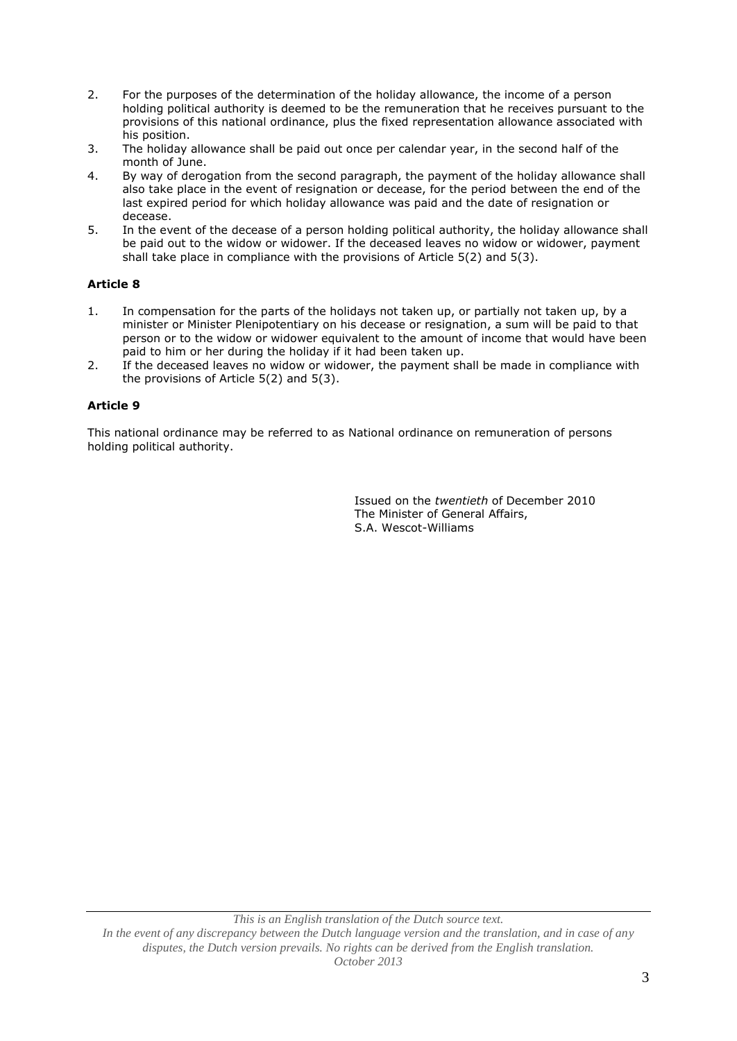2. For the purposes of the determination of the holiday allowance, the income of a person holding political authority is deemed to be the remuneration that he receives pursuant to the provisions of this national ordinance, plus the fixed representation allowance associated with his position.
3. The holiday allowance shall be paid out once per calendar year, in the second half of the month of June.
4. By way of derogation from the second paragraph, the payment of the holiday allowance shall also take place in the event of resignation or decease, for the period between the end of the last expired period for which holiday allowance was paid and the date of resignation or decease.
5. In the event of the decease of a person holding political authority, the holiday allowance shall be paid out to the widow or widower. If the deceased leaves no widow or widower, payment shall take place in compliance with the provisions of Article 5(2) and 5(3).

**Article 8**

1. In compensation for the parts of the holidays not taken up, or partially not taken up, by a minister or Minister Plenipotentiary on his decease or resignation, a sum will be paid to that person or to the widow or widower equivalent to the amount of income that would have been paid to him or her during the holiday if it had been taken up.
2. If the deceased leaves no widow or widower, the payment shall be made in compliance with the provisions of Article 5(2) and 5(3).

**Article 9**

This national ordinance may be referred to as National ordinance on remuneration of persons holding political authority.

Issued on the *twentieth* of December 2010
The Minister of General Affairs,
S.A. Wescot-Williams

*This is an English translation of the Dutch source text.*
*In the event of any discrepancy between the Dutch language version and the translation, and in case of any disputes, the Dutch version prevails. No rights can be derived from the English translation.*
*October 2013*